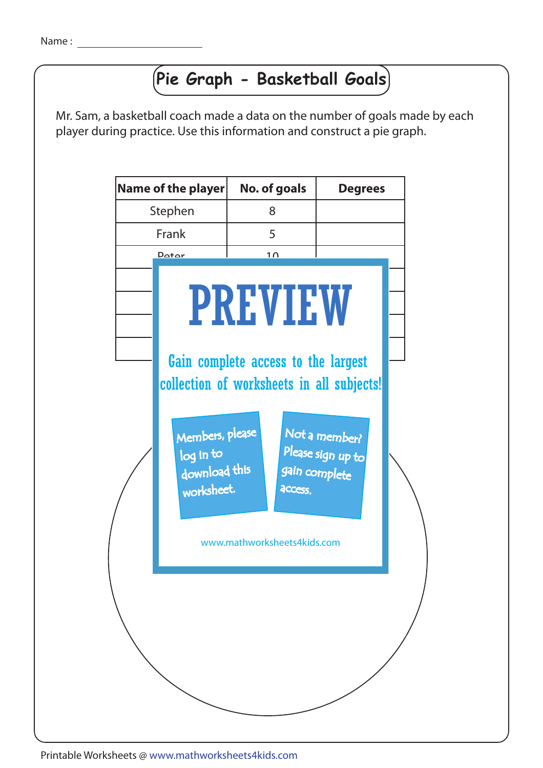Name : ______________________

# Pie Graph - Basketball Goals

Mr. Sam, a basketball coach made a data on the number of goals made by each player during practice. Use this information and construct a pie graph.

| Name of the player | No. of goals | Degrees |
|---|---|---|
| Stephen | 8 | |
| Frank | 5 | |
| Peter | 10 | |
| | | |
| | | |
| | | |
| | | |

PREVIEW

Gain complete access to the largest collection of worksheets in all subjects!

Members, please log in to download this worksheet.

Not a member? Please sign up to gain complete access.

www.mathworksheets4kids.com

Printable Worksheets @ www.mathworksheets4kids.com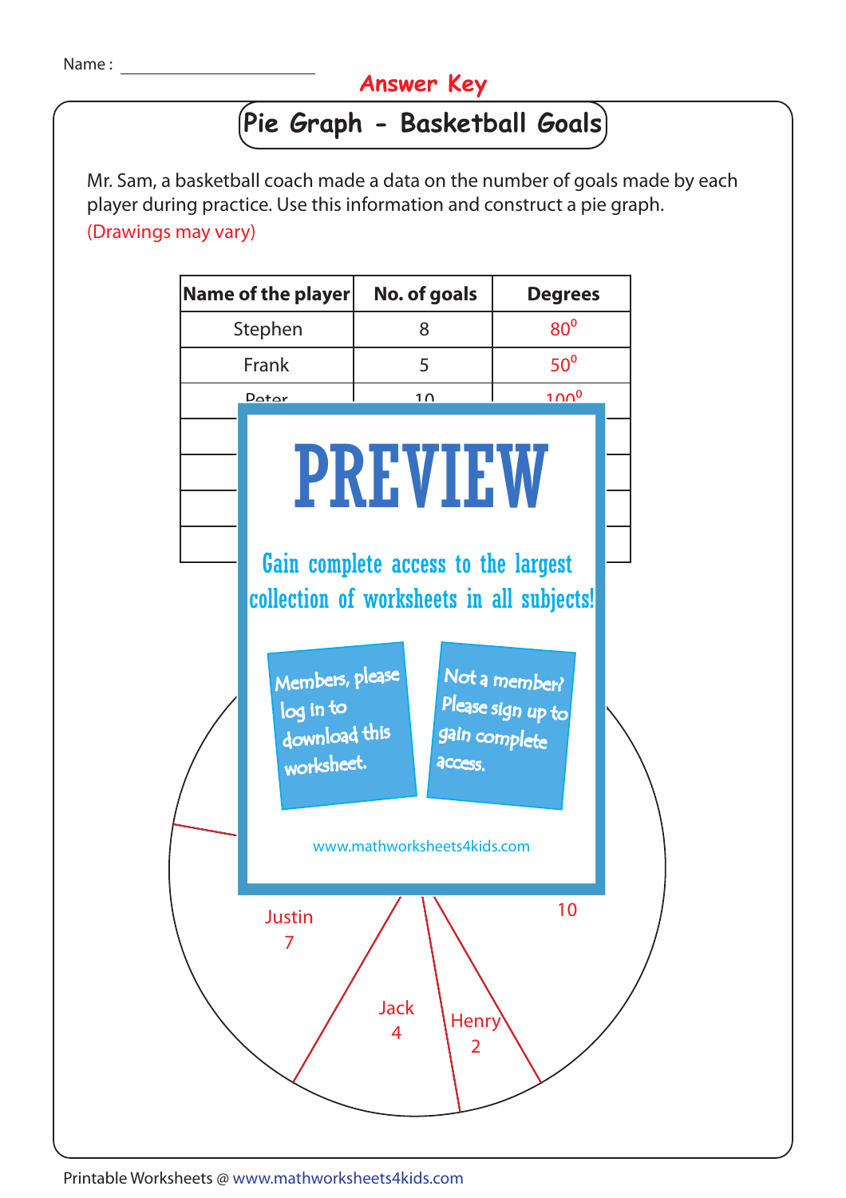Name :

**Answer Key**

# Pie Graph - Basketball Goals

Mr. Sam, a basketball coach made a data on the number of goals made by each player during practice. Use this information and construct a pie graph.

(Drawings may vary)

| Name of the player | No. of goals | Degrees |
|---|---|---|
| Stephen | 8 | $80^0$ |
| Frank | 5 | $50^0$ |
| Peter | 10 | $100^0$ |
| | | |
| | | |
| | | |
| | | |

**PREVIEW**

Gain complete access to the largest collection of worksheets in all subjects!

Members, please log in to download this worksheet.

Not a member? Please sign up to gain complete access.

www.mathworksheets4kids.com

Justin
7

10

Jack
4

Henry
2